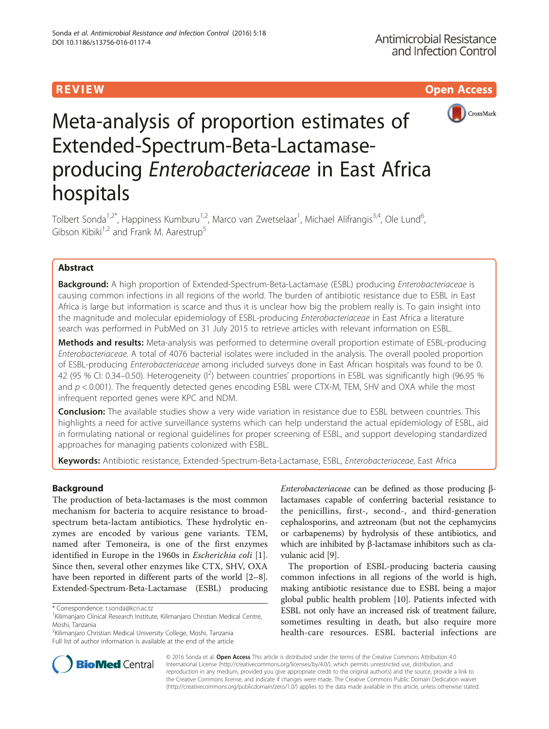REVIEW Open Access

# Meta-analysis of proportion estimates of Extended-Spectrum-Beta-Lactamase-producing *Enterobacteriaceae* in East Africa hospitals

Tolbert Sonda[1,2*], Happiness Kumburu[1,2], Marco van Zwetselaar[1], Michael Alifrangis[3,4], Ole Lund[6], Gibson Kibiki[1,2] and Frank M. Aarestrup[5]

## Abstract

**Background:** A high proportion of Extended-Spectrum-Beta-Lactamase (ESBL) producing *Enterobacteriaceae* is causing common infections in all regions of the world. The burden of antibiotic resistance due to ESBL in East Africa is large but information is scarce and thus it is unclear how big the problem really is. To gain insight into the magnitude and molecular epidemiology of ESBL-producing *Enterobacteriaceae* in East Africa a literature search was performed in PubMed on 31 July 2015 to retrieve articles with relevant information on ESBL.

**Methods and results:** Meta-analysis was performed to determine overall proportion estimate of ESBL-producing *Enterobacteriaceae*. A total of 4076 bacterial isolates were included in the analysis. The overall pooled proportion of ESBL-producing *Enterobacteriaceae* among included surveys done in East African hospitals was found to be 0.42 (95 % CI: 0.34–0.50). Heterogeneity ($I^2$) between countries' proportions in ESBL was significantly high (96.95 % and $p < 0.001$). The frequently detected genes encoding ESBL were CTX-M, TEM, SHV and OXA while the most infrequent reported genes were KPC and NDM.

**Conclusion:** The available studies show a very wide variation in resistance due to ESBL between countries. This highlights a need for active surveillance systems which can help understand the actual epidemiology of ESBL, aid in formulating national or regional guidelines for proper screening of ESBL, and support developing standardized approaches for managing patients colonized with ESBL.

**Keywords:** Antibiotic resistance, Extended-Spectrum-Beta-Lactamase, ESBL, *Enterobacteriaceae*, East Africa

## Background

The production of beta-lactamases is the most common mechanism for bacteria to acquire resistance to broad-spectrum beta-lactam antibiotics. These hydrolytic enzymes are encoded by various gene variants. TEM, named after Temoneira, is one of the first enzymes identified in Europe in the 1960s in *Escherichia coli* [1]. Since then, several other enzymes like CTX, SHV, OXA have been reported in different parts of the world [2–8]. Extended-Spectrum-Beta-Lactamase (ESBL) producing *Enterobacteriaceae* can be defined as those producing β-lactamases capable of conferring bacterial resistance to the penicillins, first-, second-, and third-generation cephalosporins, and aztreonam (but not the cephamycins or carbapenems) by hydrolysis of these antibiotics, and which are inhibited by β-lactamase inhibitors such as clavulanic acid [9].

The proportion of ESBL-producing bacteria causing common infections in all regions of the world is high, making antibiotic resistance due to ESBL being a major global public health problem [10]. Patients infected with ESBL not only have an increased risk of treatment failure, sometimes resulting in death, but also require more health-care resources. ESBL bacterial infections are

\* Correspondence: t.sonda@kcri.ac.tz
[1]Kilimanjaro Clinical Research Institute, Kilimanjaro Christian Medical Centre, Moshi, Tanzania
[2]Kilimanjaro Christian Medical University College, Moshi, Tanzania
Full list of author information is available at the end of the article

© 2016 Sonda et al. **Open Access** This article is distributed under the terms of the Creative Commons Attribution 4.0 International License (http://creativecommons.org/licenses/by/4.0/), which permits unrestricted use, distribution, and reproduction in any medium, provided you give appropriate credit to the original author(s) and the source, provide a link to the Creative Commons license, and indicate if changes were made. The Creative Commons Public Domain Dedication waiver (http://creativecommons.org/publicdomain/zero/1.0/) applies to the data made available in this article, unless otherwise stated.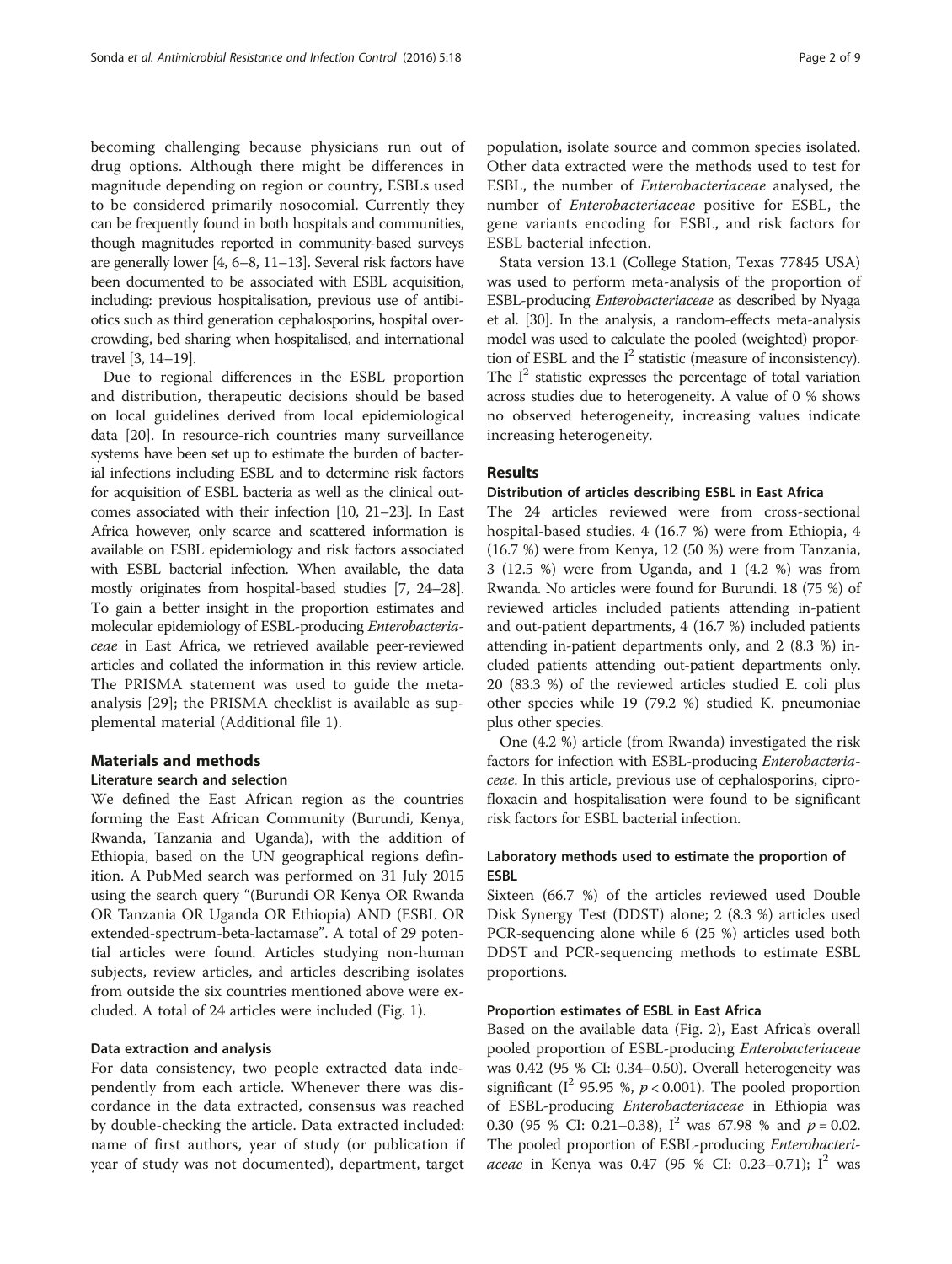becoming challenging because physicians run out of drug options. Although there might be differences in magnitude depending on region or country, ESBLs used to be considered primarily nosocomial. Currently they can be frequently found in both hospitals and communities, though magnitudes reported in community-based surveys are generally lower [4, 6–8, 11–13]. Several risk factors have been documented to be associated with ESBL acquisition, including: previous hospitalisation, previous use of antibiotics such as third generation cephalosporins, hospital overcrowding, bed sharing when hospitalised, and international travel [3, 14–19].

Due to regional differences in the ESBL proportion and distribution, therapeutic decisions should be based on local guidelines derived from local epidemiological data [20]. In resource-rich countries many surveillance systems have been set up to estimate the burden of bacterial infections including ESBL and to determine risk factors for acquisition of ESBL bacteria as well as the clinical outcomes associated with their infection [10, 21–23]. In East Africa however, only scarce and scattered information is available on ESBL epidemiology and risk factors associated with ESBL bacterial infection. When available, the data mostly originates from hospital-based studies [7, 24–28]. To gain a better insight in the proportion estimates and molecular epidemiology of ESBL-producing *Enterobacteriaceae* in East Africa, we retrieved available peer-reviewed articles and collated the information in this review article. The PRISMA statement was used to guide the meta-analysis [29]; the PRISMA checklist is available as supplemental material (Additional file 1).

## Materials and methods

### Literature search and selection

We defined the East African region as the countries forming the East African Community (Burundi, Kenya, Rwanda, Tanzania and Uganda), with the addition of Ethiopia, based on the UN geographical regions definition. A PubMed search was performed on 31 July 2015 using the search query "(Burundi OR Kenya OR Rwanda OR Tanzania OR Uganda OR Ethiopia) AND (ESBL OR extended-spectrum-beta-lactamase". A total of 29 potential articles were found. Articles studying non-human subjects, review articles, and articles describing isolates from outside the six countries mentioned above were excluded. A total of 24 articles were included (Fig. 1).

### Data extraction and analysis

For data consistency, two people extracted data independently from each article. Whenever there was discordance in the data extracted, consensus was reached by double-checking the article. Data extracted included: name of first authors, year of study (or publication if year of study was not documented), department, target population, isolate source and common species isolated. Other data extracted were the methods used to test for ESBL, the number of *Enterobacteriaceae* analysed, the number of *Enterobacteriaceae* positive for ESBL, the gene variants encoding for ESBL, and risk factors for ESBL bacterial infection.

Stata version 13.1 (College Station, Texas 77845 USA) was used to perform meta-analysis of the proportion of ESBL-producing *Enterobacteriaceae* as described by Nyaga et al. [30]. In the analysis, a random-effects meta-analysis model was used to calculate the pooled (weighted) proportion of ESBL and the $I^2$ statistic (measure of inconsistency). The $I^2$ statistic expresses the percentage of total variation across studies due to heterogeneity. A value of 0 % shows no observed heterogeneity, increasing values indicate increasing heterogeneity.

## Results

### Distribution of articles describing ESBL in East Africa

The 24 articles reviewed were from cross-sectional hospital-based studies. 4 (16.7 %) were from Ethiopia, 4 (16.7 %) were from Kenya, 12 (50 %) were from Tanzania, 3 (12.5 %) were from Uganda, and 1 (4.2 %) was from Rwanda. No articles were found for Burundi. 18 (75 %) of reviewed articles included patients attending in-patient and out-patient departments, 4 (16.7 %) included patients attending in-patient departments only, and 2 (8.3 %) included patients attending out-patient departments only. 20 (83.3 %) of the reviewed articles studied E. coli plus other species while 19 (79.2 %) studied K. pneumoniae plus other species.

One (4.2 %) article (from Rwanda) investigated the risk factors for infection with ESBL-producing *Enterobacteriaceae*. In this article, previous use of cephalosporins, ciprofloxacin and hospitalisation were found to be significant risk factors for ESBL bacterial infection.

### Laboratory methods used to estimate the proportion of ESBL

Sixteen (66.7 %) of the articles reviewed used Double Disk Synergy Test (DDST) alone; 2 (8.3 %) articles used PCR-sequencing alone while 6 (25 %) articles used both DDST and PCR-sequencing methods to estimate ESBL proportions.

### Proportion estimates of ESBL in East Africa

Based on the available data (Fig. 2), East Africa's overall pooled proportion of ESBL-producing *Enterobacteriaceae* was 0.42 (95 % CI: 0.34–0.50). Overall heterogeneity was significant ($I^2$ 95.95 %, $p < 0.001$). The pooled proportion of ESBL-producing *Enterobacteriaceae* in Ethiopia was 0.30 (95 % CI: 0.21–0.38), $I^2$ was 67.98 % and $p = 0.02$. The pooled proportion of ESBL-producing *Enterobacteriaceae* in Kenya was 0.47 (95 % CI: 0.23–0.71); $I^2$ was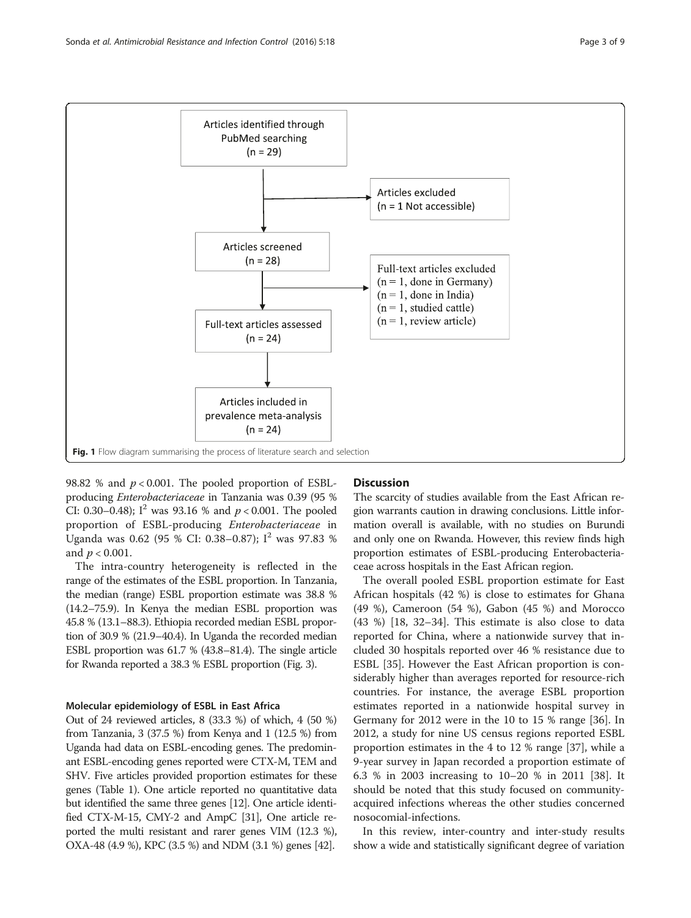Articles identified through PubMed searching (n = 29)

Articles excluded (n = 1 Not accessible)

Articles screened (n = 28)

Full-text articles excluded (n = 1, done in Germany) (n = 1, done in India) (n = 1, studied cattle) (n = 1, review article)

Full-text articles assessed (n = 24)

Articles included in prevalence meta-analysis (n = 24)

**Fig. 1** Flow diagram summarising the process of literature search and selection

98.82 % and $p < 0.001$. The pooled proportion of ESBL-producing *Enterobacteriaceae* in Tanzania was 0.39 (95 % CI: 0.30–0.48); $I^2$ was 93.16 % and $p < 0.001$. The pooled proportion of ESBL-producing *Enterobacteriaceae* in Uganda was 0.62 (95 % CI: 0.38–0.87); $I^2$ was 97.83 % and $p < 0.001$.

The intra-country heterogeneity is reflected in the range of the estimates of the ESBL proportion. In Tanzania, the median (range) ESBL proportion estimate was 38.8 % (14.2–75.9). In Kenya the median ESBL proportion was 45.8 % (13.1–88.3). Ethiopia recorded median ESBL proportion of 30.9 % (21.9–40.4). In Uganda the recorded median ESBL proportion was 61.7 % (43.8–81.4). The single article for Rwanda reported a 38.3 % ESBL proportion (Fig. 3).

### Molecular epidemiology of ESBL in East Africa

Out of 24 reviewed articles, 8 (33.3 %) of which, 4 (50 %) from Tanzania, 3 (37.5 %) from Kenya and 1 (12.5 %) from Uganda had data on ESBL-encoding genes. The predominant ESBL-encoding genes reported were CTX-M, TEM and SHV. Five articles provided proportion estimates for these genes (Table 1). One article reported no quantitative data but identified the same three genes [12]. One article identified CTX-M-15, CMY-2 and AmpC [31], One article reported the multi resistant and rarer genes VIM (12.3 %), OXA-48 (4.9 %), KPC (3.5 %) and NDM (3.1 %) genes [42].

## Discussion

The scarcity of studies available from the East African region warrants caution in drawing conclusions. Little information overall is available, with no studies on Burundi and only one on Rwanda. However, this review finds high proportion estimates of ESBL-producing Enterobacteriaceae across hospitals in the East African region.

The overall pooled ESBL proportion estimate for East African hospitals (42 %) is close to estimates for Ghana (49 %), Cameroon (54 %), Gabon (45 %) and Morocco (43 %) [18, 32–34]. This estimate is also close to data reported for China, where a nationwide survey that included 30 hospitals reported over 46 % resistance due to ESBL [35]. However the East African proportion is considerably higher than averages reported for resource-rich countries. For instance, the average ESBL proportion estimates reported in a nationwide hospital survey in Germany for 2012 were in the 10 to 15 % range [36]. In 2012, a study for nine US census regions reported ESBL proportion estimates in the 4 to 12 % range [37], while a 9-year survey in Japan recorded a proportion estimate of 6.3 % in 2003 increasing to 10–20 % in 2011 [38]. It should be noted that this study focused on community-acquired infections whereas the other studies concerned nosocomial-infections.

In this review, inter-country and inter-study results show a wide and statistically significant degree of variation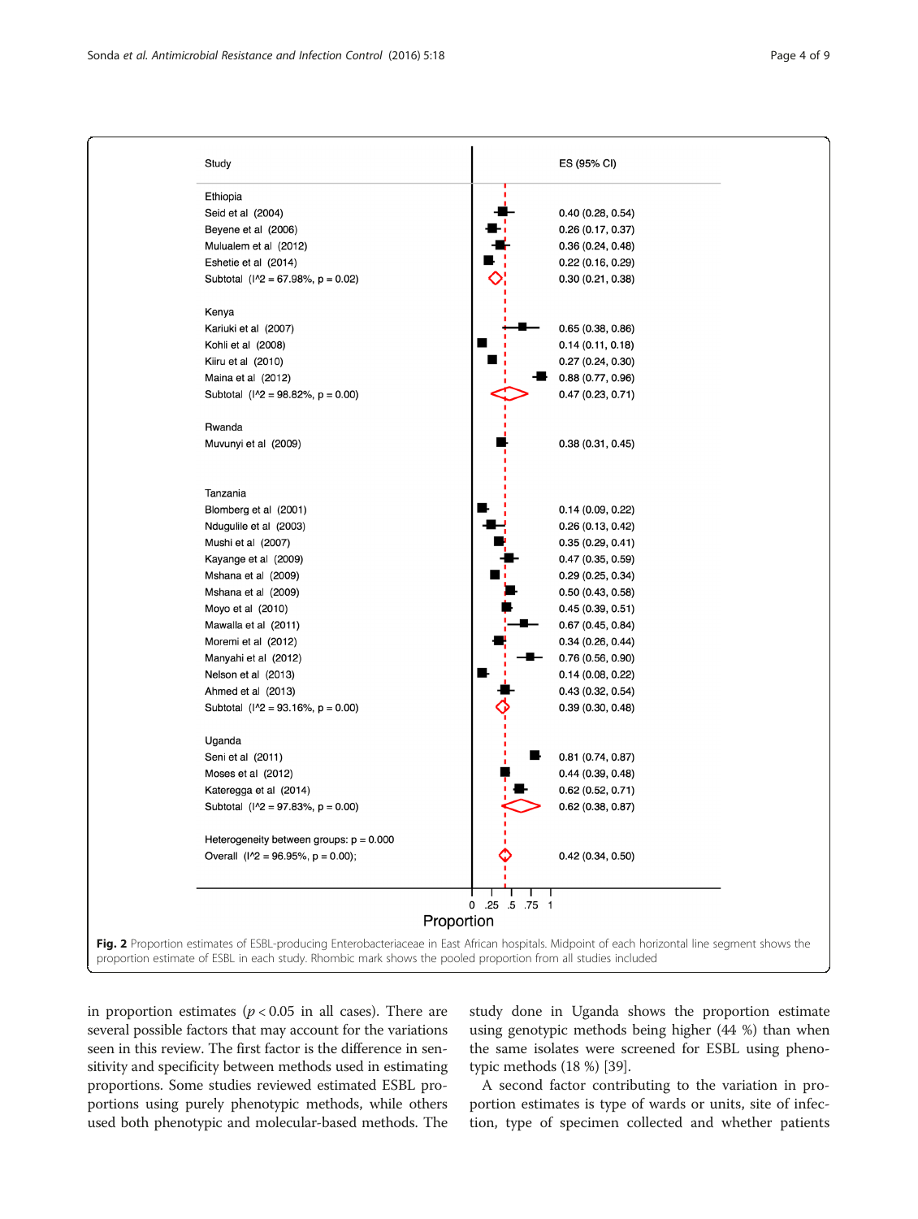| Study | ES (95% CI) |
|---|---|
| **Ethiopia** | |
| Seid et al (2004) | 0.40 (0.28, 0.54) |
| Beyene et al (2006) | 0.26 (0.17, 0.37) |
| Mulualem et al (2012) | 0.36 (0.24, 0.48) |
| Eshetie et al (2014) | 0.22 (0.16, 0.29) |
| Subtotal (I^2 = 67.98%, p = 0.02) | 0.30 (0.21, 0.38) |
| **Kenya** | |
| Kariuki et al (2007) | 0.65 (0.38, 0.86) |
| Kohli et al (2008) | 0.14 (0.11, 0.18) |
| Kiiru et al (2010) | 0.27 (0.24, 0.30) |
| Maina et al (2012) | 0.88 (0.77, 0.96) |
| Subtotal (I^2 = 98.82%, p = 0.00) | 0.47 (0.23, 0.71) |
| **Rwanda** | |
| Muvunyi et al (2009) | 0.38 (0.31, 0.45) |
| **Tanzania** | |
| Blomberg et al (2001) | 0.14 (0.09, 0.22) |
| Ndugulile et al (2003) | 0.26 (0.13, 0.42) |
| Mushi et al (2007) | 0.35 (0.29, 0.41) |
| Kayange et al (2009) | 0.47 (0.35, 0.59) |
| Mshana et al (2009) | 0.29 (0.25, 0.34) |
| Mshana et al (2009) | 0.50 (0.43, 0.58) |
| Moyo et al (2010) | 0.45 (0.39, 0.51) |
| Mawalla et al (2011) | 0.67 (0.45, 0.84) |
| Moremi et al (2012) | 0.34 (0.26, 0.44) |
| Manyahi et al (2012) | 0.76 (0.56, 0.90) |
| Nelson et al (2013) | 0.14 (0.08, 0.22) |
| Ahmed et al (2013) | 0.43 (0.32, 0.54) |
| Subtotal (I^2 = 93.16%, p = 0.00) | 0.39 (0.30, 0.48) |
| **Uganda** | |
| Seni et al (2011) | 0.81 (0.74, 0.87) |
| Moses et al (2012) | 0.44 (0.39, 0.48) |
| Kateregga et al (2014) | 0.62 (0.52, 0.71) |
| Subtotal (I^2 = 97.83%, p = 0.00) | 0.62 (0.38, 0.87) |
| Heterogeneity between groups: p = 0.000 | |
| Overall (I^2 = 96.95%, p = 0.00); | 0.42 (0.34, 0.50) |

**Fig. 2** Proportion estimates of ESBL-producing Enterobacteriaceae in East African hospitals. Midpoint of each horizontal line segment shows the proportion estimate of ESBL in each study. Rhombic mark shows the pooled proportion from all studies included

in proportion estimates ($p < 0.05$ in all cases). There are several possible factors that may account for the variations seen in this review. The first factor is the difference in sensitivity and specificity between methods used in estimating proportions. Some studies reviewed estimated ESBL proportions using purely phenotypic methods, while others used both phenotypic and molecular-based methods. The study done in Uganda shows the proportion estimate using genotypic methods being higher (44 %) than when the same isolates were screened for ESBL using phenotypic methods (18 %) [39].

A second factor contributing to the variation in proportion estimates is type of wards or units, site of infection, type of specimen collected and whether patients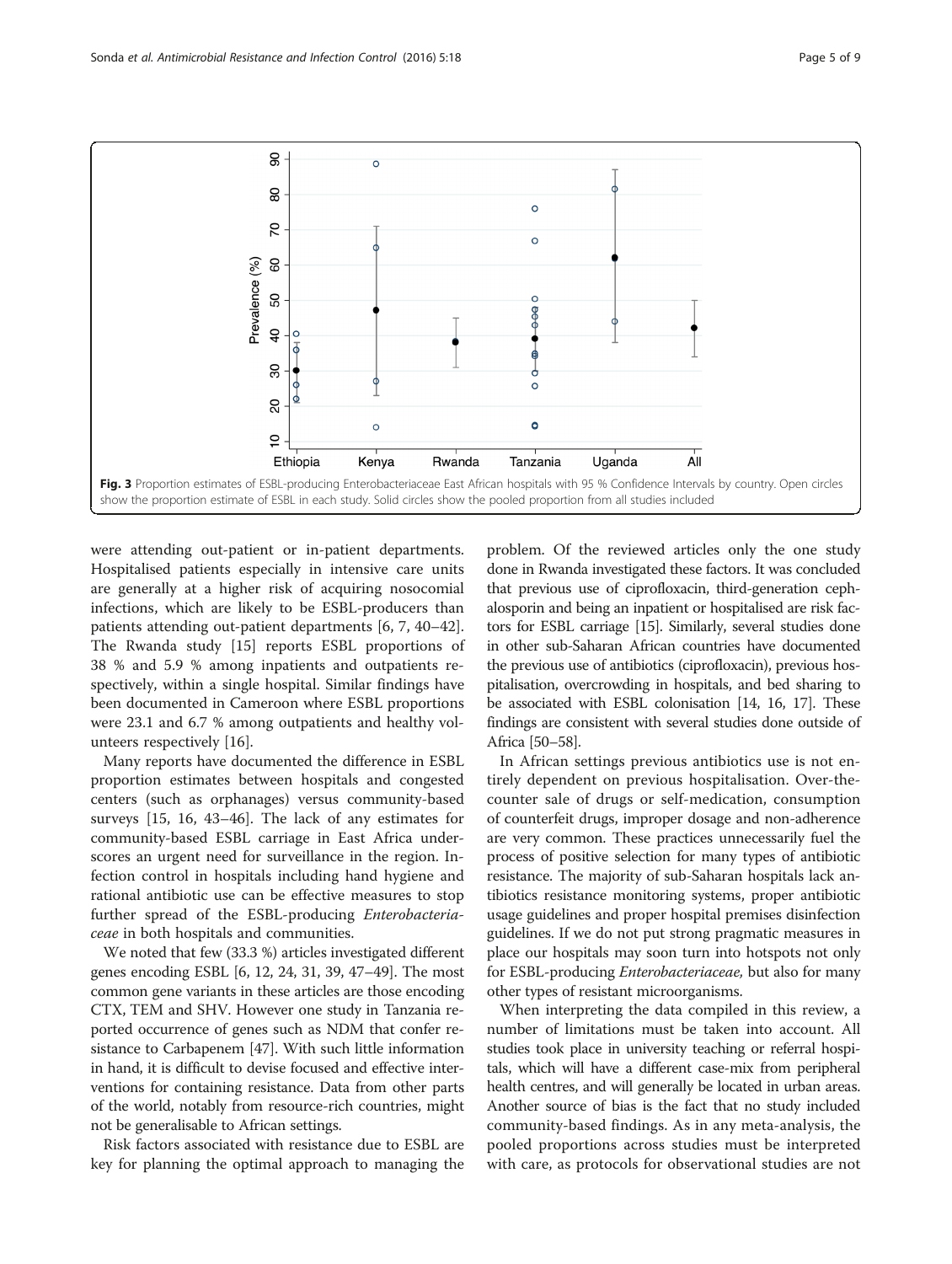Fig. 3 Proportion estimates of ESBL-producing Enterobacteriaceae East African hospitals with 95 % Confidence Intervals by country. Open circles show the proportion estimate of ESBL in each study. Solid circles show the pooled proportion from all studies included

were attending out-patient or in-patient departments. Hospitalised patients especially in intensive care units are generally at a higher risk of acquiring nosocomial infections, which are likely to be ESBL-producers than patients attending out-patient departments [6, 7, 40–42]. The Rwanda study [15] reports ESBL proportions of 38 % and 5.9 % among inpatients and outpatients respectively, within a single hospital. Similar findings have been documented in Cameroon where ESBL proportions were 23.1 and 6.7 % among outpatients and healthy volunteers respectively [16].

Many reports have documented the difference in ESBL proportion estimates between hospitals and congested centers (such as orphanages) versus community-based surveys [15, 16, 43–46]. The lack of any estimates for community-based ESBL carriage in East Africa underscores an urgent need for surveillance in the region. Infection control in hospitals including hand hygiene and rational antibiotic use can be effective measures to stop further spread of the ESBL-producing *Enterobacteriaceae* in both hospitals and communities.

We noted that few (33.3 %) articles investigated different genes encoding ESBL [6, 12, 24, 31, 39, 47–49]. The most common gene variants in these articles are those encoding CTX, TEM and SHV. However one study in Tanzania reported occurrence of genes such as NDM that confer resistance to Carbapenem [47]. With such little information in hand, it is difficult to devise focused and effective interventions for containing resistance. Data from other parts of the world, notably from resource-rich countries, might not be generalisable to African settings.

Risk factors associated with resistance due to ESBL are key for planning the optimal approach to managing the problem. Of the reviewed articles only the one study done in Rwanda investigated these factors. It was concluded that previous use of ciprofloxacin, third-generation cephalosporin and being an inpatient or hospitalised are risk factors for ESBL carriage [15]. Similarly, several studies done in other sub-Saharan African countries have documented the previous use of antibiotics (ciprofloxacin), previous hospitalisation, overcrowding in hospitals, and bed sharing to be associated with ESBL colonisation [14, 16, 17]. These findings are consistent with several studies done outside of Africa [50–58].

In African settings previous antibiotics use is not entirely dependent on previous hospitalisation. Over-the-counter sale of drugs or self-medication, consumption of counterfeit drugs, improper dosage and non-adherence are very common. These practices unnecessarily fuel the process of positive selection for many types of antibiotic resistance. The majority of sub-Saharan hospitals lack antibiotics resistance monitoring systems, proper antibiotic usage guidelines and proper hospital premises disinfection guidelines. If we do not put strong pragmatic measures in place our hospitals may soon turn into hotspots not only for ESBL-producing *Enterobacteriaceae,* but also for many other types of resistant microorganisms.

When interpreting the data compiled in this review, a number of limitations must be taken into account. All studies took place in university teaching or referral hospitals, which will have a different case-mix from peripheral health centres, and will generally be located in urban areas. Another source of bias is the fact that no study included community-based findings. As in any meta-analysis, the pooled proportions across studies must be interpreted with care, as protocols for observational studies are not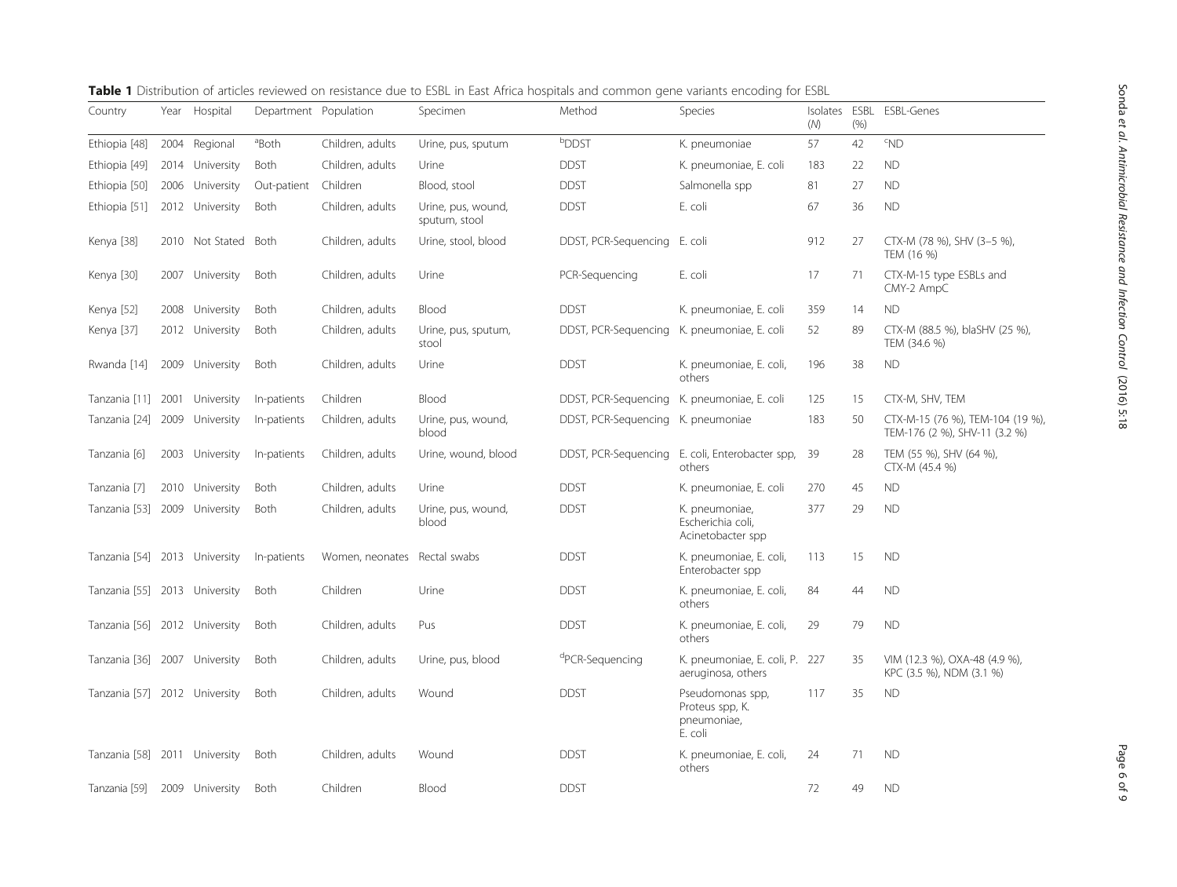**Table 1** Distribution of articles reviewed on resistance due to ESBL in East Africa hospitals and common gene variants encoding for ESBL

| Country | Year | Hospital | Department | Population | Specimen | Method | Species | Isolates (N) | ESBL (%) | ESBL-Genes |
|---|---|---|---|---|---|---|---|---|---|---|
| Ethiopia [48] | 2004 | Regional | [a]Both | Children, adults | Urine, pus, sputum | [b]DDST | K. pneumoniae | 57 | 42 | [c]ND |
| Ethiopia [49] | 2014 | University | Both | Children, adults | Urine | DDST | K. pneumoniae, E. coli | 183 | 22 | ND |
| Ethiopia [50] | 2006 | University | Out-patient | Children | Blood, stool | DDST | Salmonella spp | 81 | 27 | ND |
| Ethiopia [51] | 2012 | University | Both | Children, adults | Urine, pus, wound, sputum, stool | DDST | E. coli | 67 | 36 | ND |
| Kenya [38] | 2010 | Not Stated | Both | Children, adults | Urine, stool, blood | DDST, PCR-Sequencing | E. coli | 912 | 27 | CTX-M (78 %), SHV (3–5 %), TEM (16 %) |
| Kenya [30] | 2007 | University | Both | Children, adults | Urine | PCR-Sequencing | E. coli | 17 | 71 | CTX-M-15 type ESBLs and CMY-2 AmpC |
| Kenya [52] | 2008 | University | Both | Children, adults | Blood | DDST | K. pneumoniae, E. coli | 359 | 14 | ND |
| Kenya [37] | 2012 | University | Both | Children, adults | Urine, pus, sputum, stool | DDST, PCR-Sequencing | K. pneumoniae, E. coli | 52 | 89 | CTX-M (88.5 %), blaSHV (25 %), TEM (34.6 %) |
| Rwanda [14] | 2009 | University | Both | Children, adults | Urine | DDST | K. pneumoniae, E. coli, others | 196 | 38 | ND |
| Tanzania [11] | 2001 | University | In-patients | Children | Blood | DDST, PCR-Sequencing | K. pneumoniae, E. coli | 125 | 15 | CTX-M, SHV, TEM |
| Tanzania [24] | 2009 | University | In-patients | Children, adults | Urine, pus, wound, blood | DDST, PCR-Sequencing | K. pneumoniae | 183 | 50 | CTX-M-15 (76 %), TEM-104 (19 %), TEM-176 (2 %), SHV-11 (3.2 %) |
| Tanzania [6] | 2003 | University | In-patients | Children, adults | Urine, wound, blood | DDST, PCR-Sequencing | E. coli, Enterobacter spp, others | 39 | 28 | TEM (55 %), SHV (64 %), CTX-M (45.4 %) |
| Tanzania [7] | 2010 | University | Both | Children, adults | Urine | DDST | K. pneumoniae, E. coli | 270 | 45 | ND |
| Tanzania [53] | 2009 | University | Both | Children, adults | Urine, pus, wound, blood | DDST | K. pneumoniae, Escherichia coli, Acinetobacter spp | 377 | 29 | ND |
| Tanzania [54] | 2013 | University | In-patients | Women, neonates | Rectal swabs | DDST | K. pneumoniae, E. coli, Enterobacter spp | 113 | 15 | ND |
| Tanzania [55] | 2013 | University | Both | Children | Urine | DDST | K. pneumoniae, E. coli, others | 84 | 44 | ND |
| Tanzania [56] | 2012 | University | Both | Children, adults | Pus | DDST | K. pneumoniae, E. coli, others | 29 | 79 | ND |
| Tanzania [36] | 2007 | University | Both | Children, adults | Urine, pus, blood | [d]PCR-Sequencing | K. pneumoniae, E. coli, P. aeruginosa, others | 227 | 35 | VIM (12.3 %), OXA-48 (4.9 %), KPC (3.5 %), NDM (3.1 %) |
| Tanzania [57] | 2012 | University | Both | Children, adults | Wound | DDST | Pseudomonas spp, Proteus spp, K. pneumoniae, E. coli | 117 | 35 | ND |
| Tanzania [58] | 2011 | University | Both | Children, adults | Wound | DDST | K. pneumoniae, E. coli, others | 24 | 71 | ND |
| Tanzania [59] | 2009 | University | Both | Children | Blood | DDST | | 72 | 49 | ND |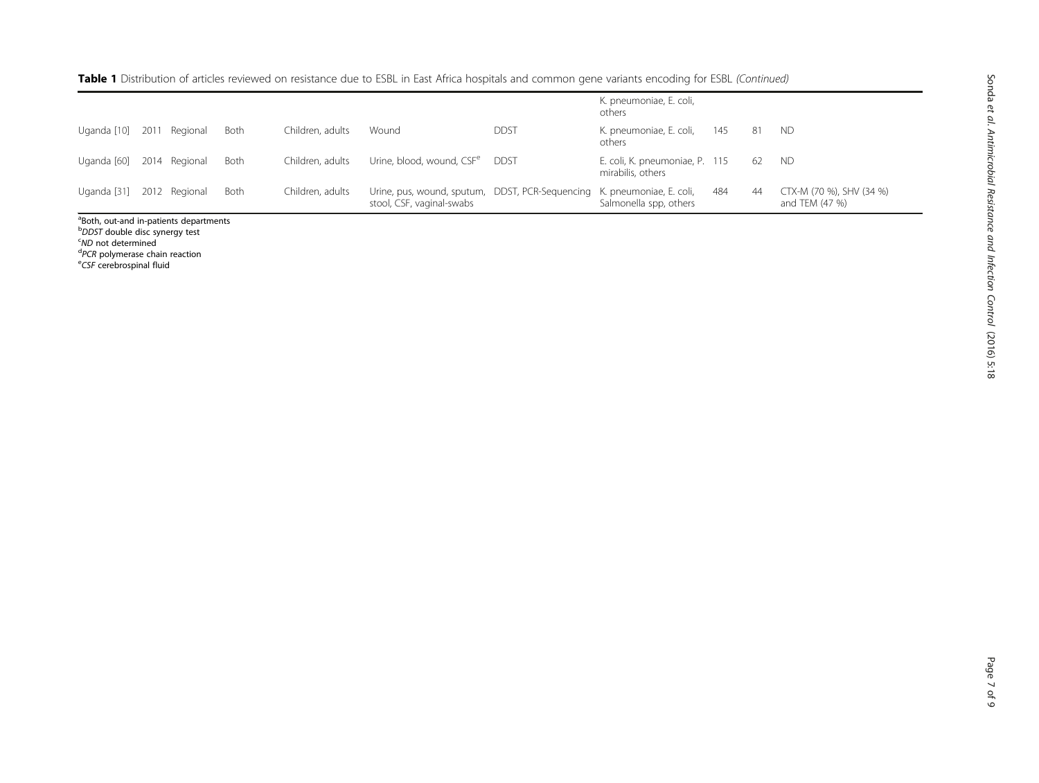**Table 1** Distribution of articles reviewed on resistance due to ESBL in East Africa hospitals and common gene variants encoding for ESBL *(Continued)*

| | | | | | | | | | | |
|---|---|---|---|---|---|---|---|---|---|---|
| | | | | | | | K. pneumoniae, E. coli, others | | | |
| Uganda [10] | 2011 | Regional | Both | Children, adults | Wound | DDST | K. pneumoniae, E. coli, others | 145 | 81 | ND |
| Uganda [60] | 2014 | Regional | Both | Children, adults | Urine, blood, wound, CSF[e] | DDST | E. coli, K. pneumoniae, P. mirabilis, others | 115 | 62 | ND |
| Uganda [31] | 2012 | Regional | Both | Children, adults | Urine, pus, wound, sputum, stool, CSF, vaginal-swabs | DDST, PCR-Sequencing | K. pneumoniae, E. coli, Salmonella spp, others | 484 | 44 | CTX-M (70 %), SHV (34 %) and TEM (47 %) |

[a]Both, out-and in-patients departments
[b]*DDST* double disc synergy test
[c]*ND* not determined
[d]*PCR* polymerase chain reaction
[e]*CSF* cerebrospinal fluid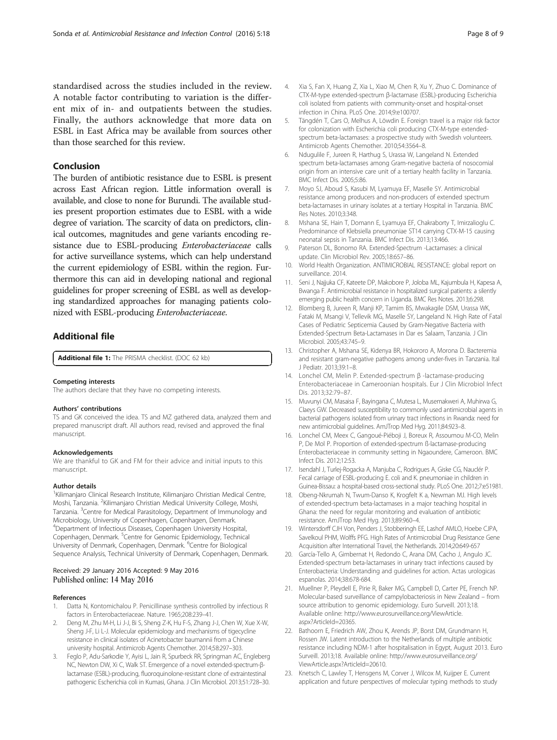standardised across the studies included in the review. A notable factor contributing to variation is the different mix of in- and outpatients between the studies. Finally, the authors acknowledge that more data on ESBL in East Africa may be available from sources other than those searched for this review.

## Conclusion

The burden of antibiotic resistance due to ESBL is present across East African region. Little information overall is available, and close to none for Burundi. The available studies present proportion estimates due to ESBL with a wide degree of variation. The scarcity of data on predictors, clinical outcomes, magnitudes and gene variants encoding resistance due to ESBL-producing *Enterobacteriaceae* calls for active surveillance systems, which can help understand the current epidemiology of ESBL within the region. Furthermore this can aid in developing national and regional guidelines for proper screening of ESBL as well as developing standardized approaches for managing patients colonized with ESBL-producing *Enterobacteriaceae*.

## Additional file

**Additional file 1:** The PRISMA checklist. (DOC 62 kb)

#### Competing interests

The authors declare that they have no competing interests.

#### Authors' contributions

TS and GK conceived the idea. TS and MZ gathered data, analyzed them and prepared manuscript draft. All authors read, revised and approved the final manuscript.

#### Acknowledgements

We are thankful to GK and FM for their advice and initial inputs to this manuscript.

#### Author details

[1]Kilimanjaro Clinical Research Institute, Kilimanjaro Christian Medical Centre, Moshi, Tanzania. [2]Kilimanjaro Christian Medical University College, Moshi, Tanzania. [3]Centre for Medical Parasitology, Department of Immunology and Microbiology, University of Copenhagen, Copenhagen, Denmark. [4]Department of Infectious Diseases, Copenhagen University Hospital, Copenhagen, Denmark. [5]Centre for Genomic Epidemiology, Technical University of Denmark, Copenhagen, Denmark. [6]Centre for Biological Sequence Analysis, Technical University of Denmark, Copenhagen, Denmark.

Received: 29 January 2016 Accepted: 9 May 2016
Published online: 14 May 2016

#### References

1. Datta N, Kontomichalou P. Penicillinase synthesis controlled by infectious R factors in Enterobacteriaceae. Nature. 1965;208:239–41.
2. Deng M, Zhu M-H, Li J-J, Bi S, Sheng Z-K, Hu F-S, Zhang J-J, Chen W, Xue X-W, Sheng J-F, Li L-J. Molecular epidemiology and mechanisms of tigecycline resistance in clinical isolates of Acinetobacter baumannii from a Chinese university hospital. Antimicrob Agents Chemother. 2014;58:297–303.
3. Feglo P, Adu-Sarkodie Y, Ayisi L, Jain R, Spurbeck RR, Springman AC, Engleberg NC, Newton DW, Xi C, Walk ST. Emergence of a novel extended-spectrum-β-lactamase (ESBL)-producing, fluoroquinolone-resistant clone of extraintestinal pathogenic Escherichia coli in Kumasi, Ghana. J Clin Microbiol. 2013;51:728–30.
4. Xia S, Fan X, Huang Z, Xia L, Xiao M, Chen R, Xu Y, Zhuo C. Dominance of CTX-M-type extended-spectrum β-lactamase (ESBL)-producing Escherichia coli isolated from patients with community-onset and hospital-onset infection in China. PLoS One. 2014;9:e100707.
5. Tängdén T, Cars O, Melhus A, Löwdin E. Foreign travel is a major risk factor for colonization with Escherichia coli producing CTX-M-type extended-spectrum beta-lactamases: a prospective study with Swedish volunteers. Antimicrob Agents Chemother. 2010;54:3564–8.
6. Ndugulile F, Jureen R, Harthug S, Urassa W, Langeland N. Extended spectrum beta-lactamases among Gram-negative bacteria of nosocomial origin from an intensive care unit of a tertiary health facility in Tanzania. BMC Infect Dis. 2005;5:86.
7. Moyo SJ, Aboud S, Kasubi M, Lyamuya EF, Maselle SY. Antimicrobial resistance among producers and non-producers of extended spectrum beta-lactamases in urinary isolates at a tertiary Hospital in Tanzania. BMC Res Notes. 2010;3:348.
8. Mshana SE, Hain T, Domann E, Lyamuya EF, Chakraborty T, Imirzalioglu C. Predominance of Klebsiella pneumoniae ST14 carrying CTX-M-15 causing neonatal sepsis in Tanzania. BMC Infect Dis. 2013;13:466.
9. Paterson DL, Bonomo RA. Extended-Spectrum -Lactamases: a clinical update. Clin Microbiol Rev. 2005;18:657–86.
10. World Health Organization. ANTIMICROBIAL RESISTANCE: global report on surveillance. 2014.
11. Seni J, Najjuka CF, Kateete DP, Makobore P, Joloba ML, Kajumbula H, Kapesa A, Bwanga F. Antimicrobial resistance in hospitalized surgical patients: a silently emerging public health concern in Uganda. BMC Res Notes. 2013;6:298.
12. Blomberg B, Jureen R, Manji KP, Tamim BS, Mwakagile DSM, Urassa WK, Fataki M, Msangi V, Tellevik MG, Maselle SY, Langeland N. High Rate of Fatal Cases of Pediatric Septicemia Caused by Gram-Negative Bacteria with Extended-Spectrum Beta-Lactamases in Dar es Salaam, Tanzania. J Clin Microbiol. 2005;43:745–9.
13. Christopher A, Mshana SE, Kidenya BR, Hokororo A, Morona D. Bacteremia and resistant gram-negative pathogens among under-fives in Tanzania. Ital J Pediatr. 2013;39:1–8.
14. Lonchel CM, Melin P. Extended-spectrum β -lactamase-producing Enterobacteriaceae in Cameroonian hospitals. Eur J Clin Microbiol Infect Dis. 2013;32:79–87.
15. Muvunyi CM, Masaisa F, Bayingana C, Mutesa L, Musemakweri A, Muhirwa G, Claeys GW. Decreased susceptibility to commonly used antimicrobial agents in bacterial pathogens isolated from urinary tract infections in Rwanda: need for new antimicrobial guidelines. AmJTrop Med Hyg. 2011;84:923–8.
16. Lonchel CM, Meex C, Gangoué-Piéboji J, Boreux R, Assoumou M-CO, Melin P, De Mol P. Proportion of extended-spectrum ß-lactamase-producing Enterobacteriaceae in community setting in Ngaoundere, Cameroon. BMC Infect Dis. 2012;12:53.
17. Isendahl J, Turlej-Rogacka A, Manjuba C, Rodrigues A, Giske CG, Nauclér P. Fecal carriage of ESBL-producing E. coli and K. pneumoniae in children in Guinea-Bissau: a hospital-based cross-sectional study. PLoS One. 2012;7:e51981.
18. Obeng-Nkrumah N, Twum-Danso K, Krogfelt K a, Newman MJ. High levels of extended-spectrum beta-lactamases in a major teaching hospital in Ghana: the need for regular monitoring and evaluation of antibiotic resistance. AmJTrop Med Hyg. 2013;89:960–4.
19. Wintersdorff CJH Von, Penders J, Stobberingh EE, Lashof AMLO, Hoebe CJPA, Savelkoul PHM, Wolffs PFG. High Rates of Antimicrobial Drug Resistance Gene Acquisition after International Travel, the Netherlands. 2014;20:649-657
20. García-Tello A, Gimbernat H, Redondo C, Arana DM, Cacho J, Angulo JC. Extended-spectrum beta-lactamases in urinary tract infections caused by Enterobacteria: Understanding and guidelines for action. Actas urologicas espanolas. 2014;38:678-684.
21. Muellner P, Pleydell E, Pirie R, Baker MG, Campbell D, Carter PE, French NP. Molecular-based surveillance of campylobacteriosis in New Zealand – from source attribution to genomic epidemiology. Euro Surveill. 2013;18. Available online: http://www.eurosurveillance.org/ViewArticle.aspx?ArticleId=20365.
22. Bathoorn E, Friedrich AW, Zhou K, Arends JP, Borst DM, Grundmann H, Rossen JW. Latent introduction to the Netherlands of multiple antibiotic resistance including NDM-1 after hospitalisation in Egypt, August 2013. Euro Surveill. 2013;18. Available online: http://www.eurosurveillance.org/ViewArticle.aspx?ArticleId=20610.
23. Knetsch C, Lawley T, Hensgens M, Corver J, Wilcox M, Kuijper E. Current application and future perspectives of molecular typing methods to study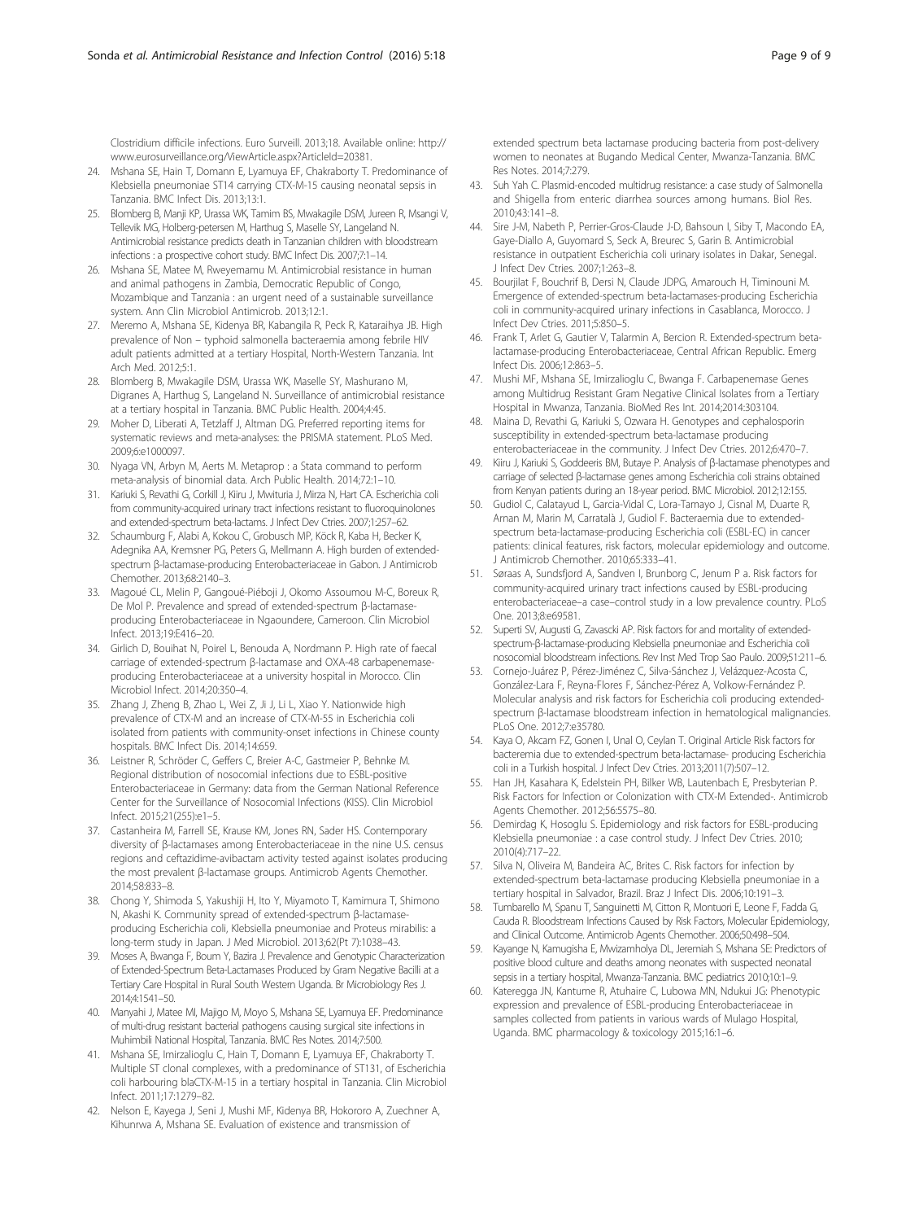Clostridium difficile infections. Euro Surveill. 2013;18. Available online: http://www.eurosurveillance.org/ViewArticle.aspx?ArticleId=20381.

24. Mshana SE, Hain T, Domann E, Lyamuya EF, Chakraborty T. Predominance of Klebsiella pneumoniae ST14 carrying CTX-M-15 causing neonatal sepsis in Tanzania. BMC Infect Dis. 2013;13:1.
25. Blomberg B, Manji KP, Urassa WK, Tamim BS, Mwakagile DSM, Jureen R, Msangi V, Tellevik MG, Holberg-petersen M, Harthug S, Maselle SY, Langeland N. Antimicrobial resistance predicts death in Tanzanian children with bloodstream infections : a prospective cohort study. BMC Infect Dis. 2007;7:1–14.
26. Mshana SE, Matee M, Rweyemamu M. Antimicrobial resistance in human and animal pathogens in Zambia, Democratic Republic of Congo, Mozambique and Tanzania : an urgent need of a sustainable surveillance system. Ann Clin Microbiol Antimicrob. 2013;12:1.
27. Meremo A, Mshana SE, Kidenya BR, Kabangila R, Peck R, Kataraihya JB. High prevalence of Non – typhoid salmonella bacteraemia among febrile HIV adult patients admitted at a tertiary Hospital, North-Western Tanzania. Int Arch Med. 2012;5:1.
28. Blomberg B, Mwakagile DSM, Urassa WK, Maselle SY, Mashurano M, Digranes A, Harthug S, Langeland N. Surveillance of antimicrobial resistance at a tertiary hospital in Tanzania. BMC Public Health. 2004;4:45.
29. Moher D, Liberati A, Tetzlaff J, Altman DG. Preferred reporting items for systematic reviews and meta-analyses: the PRISMA statement. PLoS Med. 2009;6:e1000097.
30. Nyaga VN, Arbyn M, Aerts M. Metaprop : a Stata command to perform meta-analysis of binomial data. Arch Public Health. 2014;72:1–10.
31. Kariuki S, Revathi G, Corkill J, Kiiru J, Mwituria J, Mirza N, Hart CA. Escherichia coli from community-acquired urinary tract infections resistant to fluoroquinolones and extended-spectrum beta-lactams. J Infect Dev Ctries. 2007;1:257–62.
32. Schaumburg F, Alabi A, Kokou C, Grobusch MP, Köck R, Kaba H, Becker K, Adegnika AA, Kremsner PG, Peters G, Mellmann A. High burden of extended-spectrum β-lactamase-producing Enterobacteriaceae in Gabon. J Antimicrob Chemother. 2013;68:2140–3.
33. Magoué CL, Melin P, Gangoué-Piéboji J, Okomo Assoumou M-C, Boreux R, De Mol P. Prevalence and spread of extended-spectrum β-lactamase-producing Enterobacteriaceae in Ngaoundere, Cameroon. Clin Microbiol Infect. 2013;19:E416–20.
34. Girlich D, Bouihat N, Poirel L, Benouda A, Nordmann P. High rate of faecal carriage of extended-spectrum β-lactamase and OXA-48 carbapenemase-producing Enterobacteriaceae at a university hospital in Morocco. Clin Microbiol Infect. 2014;20:350–4.
35. Zhang J, Zheng B, Zhao L, Wei Z, Ji J, Li L, Xiao Y. Nationwide high prevalence of CTX-M and an increase of CTX-M-55 in Escherichia coli isolated from patients with community-onset infections in Chinese county hospitals. BMC Infect Dis. 2014;14:659.
36. Leistner R, Schröder C, Geffers C, Breier A-C, Gastmeier P, Behnke M. Regional distribution of nosocomial infections due to ESBL-positive Enterobacteriaceae in Germany: data from the German National Reference Center for the Surveillance of Nosocomial Infections (KISS). Clin Microbiol Infect. 2015;21(255):e1–5.
37. Castanheira M, Farrell SE, Krause KM, Jones RN, Sader HS. Contemporary diversity of β-lactamases among Enterobacteriaceae in the nine U.S. census regions and ceftazidime-avibactam activity tested against isolates producing the most prevalent β-lactamase groups. Antimicrob Agents Chemother. 2014;58:833–8.
38. Chong Y, Shimoda S, Yakushiji H, Ito Y, Miyamoto T, Kamimura T, Shimono N, Akashi K. Community spread of extended-spectrum β-lactamase-producing Escherichia coli, Klebsiella pneumoniae and Proteus mirabilis: a long-term study in Japan. J Med Microbiol. 2013;62(Pt 7):1038–43.
39. Moses A, Bwanga F, Boum Y, Bazira J. Prevalence and Genotypic Characterization of Extended-Spectrum Beta-Lactamases Produced by Gram Negative Bacilli at a Tertiary Care Hospital in Rural South Western Uganda. Br Microbiology Res J. 2014;4:1541–50.
40. Manyahi J, Matee MI, Majigo M, Moyo S, Mshana SE, Lyamuya EF. Predominance of multi-drug resistant bacterial pathogens causing surgical site infections in Muhimbili National Hospital, Tanzania. BMC Res Notes. 2014;7:500.
41. Mshana SE, Imirzalioglu C, Hain T, Domann E, Lyamuya EF, Chakraborty T. Multiple ST clonal complexes, with a predominance of ST131, of Escherichia coli harbouring blaCTX-M-15 in a tertiary hospital in Tanzania. Clin Microbiol Infect. 2011;17:1279–82.
42. Nelson E, Kayega J, Seni J, Mushi MF, Kidenya BR, Hokororo A, Zuechner A, Kihunrwa A, Mshana SE. Evaluation of existence and transmission of extended spectrum beta lactamase producing bacteria from post-delivery women to neonates at Bugando Medical Center, Mwanza-Tanzania. BMC Res Notes. 2014;7:279.
43. Suh Yah C. Plasmid-encoded multidrug resistance: a case study of Salmonella and Shigella from enteric diarrhea sources among humans. Biol Res. 2010;43:141–8.
44. Sire J-M, Nabeth P, Perrier-Gros-Claude J-D, Bahsoun I, Siby T, Macondo EA, Gaye-Diallo A, Guyomard S, Seck A, Breurec S, Garin B. Antimicrobial resistance in outpatient Escherichia coli urinary isolates in Dakar, Senegal. J Infect Dev Ctries. 2007;1:263–8.
45. Bourjilat F, Bouchrif B, Dersi N, Claude JDPG, Amarouch H, Timinouni M. Emergence of extended-spectrum beta-lactamases-producing Escherichia coli in community-acquired urinary infections in Casablanca, Morocco. J Infect Dev Ctries. 2011;5:850–5.
46. Frank T, Arlet G, Gautier V, Talarmin A, Bercion R. Extended-spectrum beta-lactamase-producing Enterobacteriaceae, Central African Republic. Emerg Infect Dis. 2006;12:863–5.
47. Mushi MF, Mshana SE, Imirzalioglu C, Bwanga F. Carbapenemase Genes among Multidrug Resistant Gram Negative Clinical Isolates from a Tertiary Hospital in Mwanza, Tanzania. BioMed Res Int. 2014;2014:303104.
48. Maina D, Revathi G, Kariuki S, Ozwara H. Genotypes and cephalosporin susceptibility in extended-spectrum beta-lactamase producing enterobacteriaceae in the community. J Infect Dev Ctries. 2012;6:470–7.
49. Kiiru J, Kariuki S, Goddeeris BM, Butaye P. Analysis of β-lactamase phenotypes and carriage of selected β-lactamase genes among Escherichia coli strains obtained from Kenyan patients during an 18-year period. BMC Microbiol. 2012;12:155.
50. Gudiol C, Calatayud L, Garcia-Vidal C, Lora-Tamayo J, Cisnal M, Duarte R, Arnan M, Marin M, Carratalà J, Gudiol F. Bacteraemia due to extended-spectrum beta-lactamase-producing Escherichia coli (ESBL-EC) in cancer patients: clinical features, risk factors, molecular epidemiology and outcome. J Antimicrob Chemother. 2010;65:333–41.
51. Søraas A, Sundsfjord A, Sandven I, Brunborg C, Jenum P a. Risk factors for community-acquired urinary tract infections caused by ESBL-producing enterobacteriaceae–a case–control study in a low prevalence country. PLoS One. 2013;8:e69581.
52. Superti SV, Augusti G, Zavascki AP. Risk factors for and mortality of extended-spectrum-β-lactamase-producing Klebsiella pneumoniae and Escherichia coli nosocomial bloodstream infections. Rev Inst Med Trop Sao Paulo. 2009;51:211–6.
53. Cornejo-Juárez P, Pérez-Jiménez C, Silva-Sánchez J, Velázquez-Acosta C, González-Lara F, Reyna-Flores F, Sánchez-Pérez A, Volkow-Fernández P. Molecular analysis and risk factors for Escherichia coli producing extended-spectrum β-lactamase bloodstream infection in hematological malignancies. PLoS One. 2012;7:e35780.
54. Kaya O, Akcam FZ, Gonen I, Unal O, Ceylan T. Original Article Risk factors for bacteremia due to extended-spectrum beta-lactamase- producing Escherichia coli in a Turkish hospital. J Infect Dev Ctries. 2013;2011(7):507–12.
55. Han JH, Kasahara K, Edelstein PH, Bilker WB, Lautenbach E, Presbyterian P. Risk Factors for Infection or Colonization with CTX-M Extended-. Antimicrob Agents Chemother. 2012;56:5575–80.
56. Demirdag K, Hosoglu S. Epidemiology and risk factors for ESBL-producing Klebsiella pneumoniae : a case control study. J Infect Dev Ctries. 2010; 2010(4):717–22.
57. Silva N, Oliveira M, Bandeira AC, Brites C. Risk factors for infection by extended-spectrum beta-lactamase producing Klebsiella pneumoniae in a tertiary hospital in Salvador, Brazil. Braz J Infect Dis. 2006;10:191–3.
58. Tumbarello M, Spanu T, Sanguinetti M, Citton R, Montuori E, Leone F, Fadda G, Cauda R. Bloodstream Infections Caused by Risk Factors, Molecular Epidemiology, and Clinical Outcome. Antimicrob Agents Chemother. 2006;50:498–504.
59. Kayange N, Kamugisha E, Mwizamholya DL, Jeremiah S, Mshana SE: Predictors of positive blood culture and deaths among neonates with suspected neonatal sepsis in a tertiary hospital, Mwanza-Tanzania. BMC pediatrics 2010;10:1–9.
60. Kateregga JN, Kantume R, Atuhaire C, Lubowa MN, Ndukui JG: Phenotypic expression and prevalence of ESBL-producing Enterobacteriaceae in samples collected from patients in various wards of Mulago Hospital, Uganda. BMC pharmacology & toxicology 2015;16:1–6.